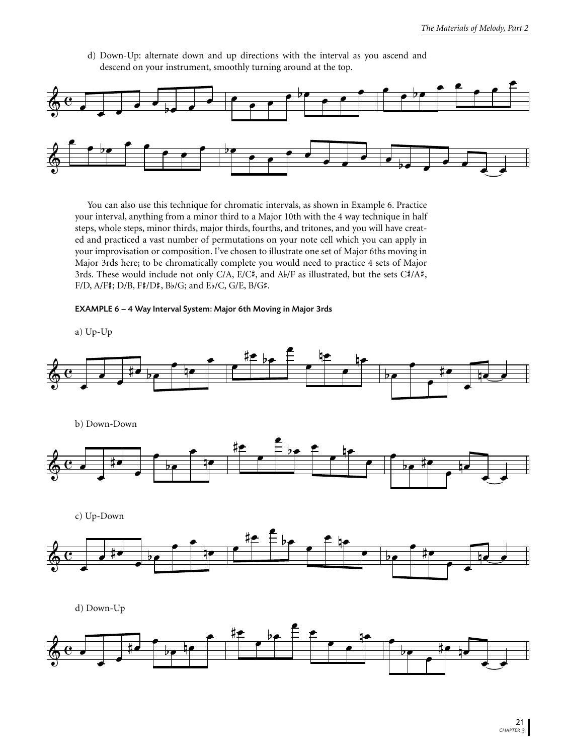d) Down-Up: alternate down and up directions with the interval as you ascend and descend on your instrument, smoothly turning around at the top.

You can also use this technique for chromatic intervals, as shown in Example 6. Practice your interval, anything from a minor third to a Major 10th with the 4 way technique in half steps, whole steps, minor thirds, major thirds, fourths, and tritones, and you will have created and practiced a vast number of permutations on your note cell which you can apply in your improvisation or composition. I've chosen to illustrate one set of Major 6ths moving in Major 3rds here; to be chromatically complete you would need to practice 4 sets of Major 3rds. These would include not only C/A, E/C♯, and A♭/F as illustrated, but the sets C♯/A♯, F/D, A/F♯; D/B, F♯/D♯, B♭/G; and E♭/C, G/E, B/G♯.

**EXAMPLE 6 – 4 Way Interval System: Major 6th Moving in Major 3rds**

a) Up-Up

b) Down-Down

c) Up-Down

d) Down-Up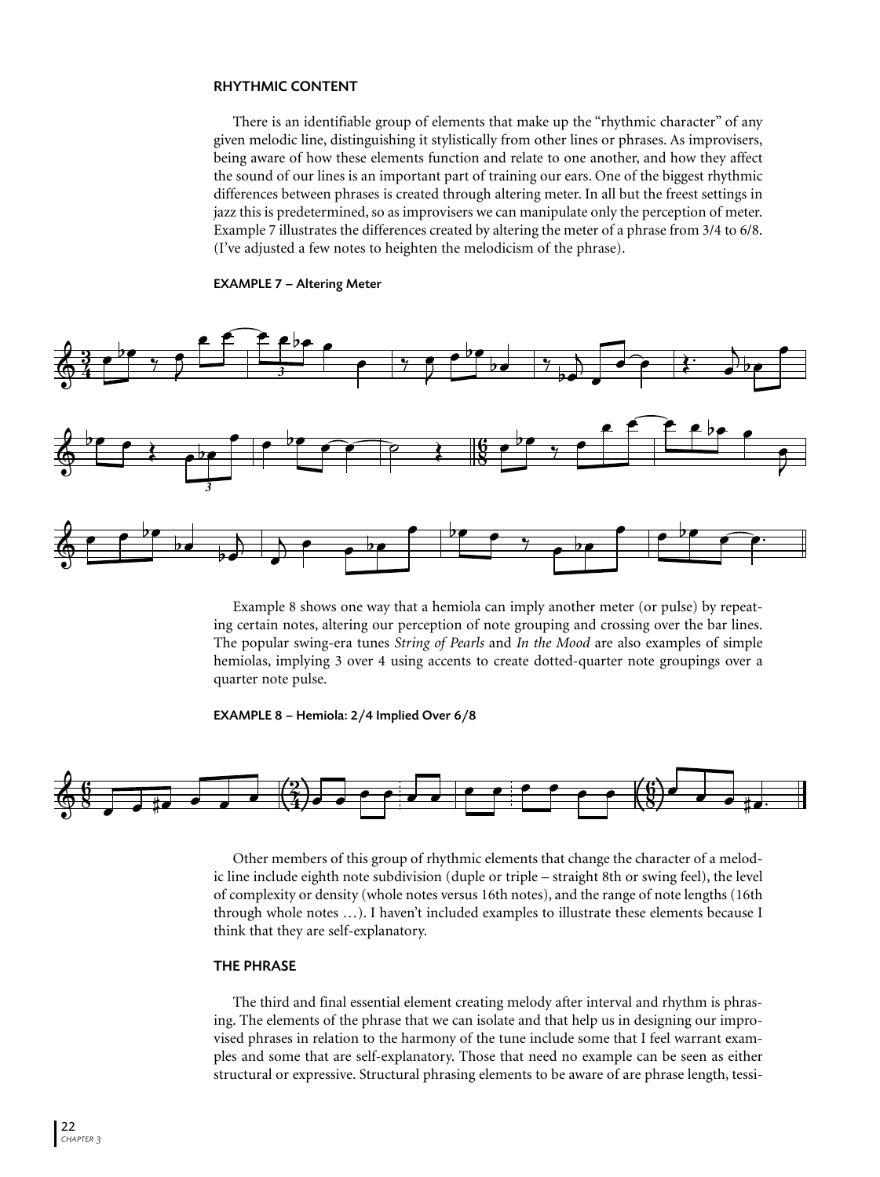### RHYTHMIC CONTENT

There is an identifiable group of elements that make up the "rhythmic character" of any given melodic line, distinguishing it stylistically from other lines or phrases. As improvisers, being aware of how these elements function and relate to one another, and how they affect the sound of our lines is an important part of training our ears. One of the biggest rhythmic differences between phrases is created through altering meter. In all but the freest settings in jazz this is predetermined, so as improvisers we can manipulate only the perception of meter. Example 7 illustrates the differences created by altering the meter of a phrase from 3/4 to 6/8. (I've adjusted a few notes to heighten the melodicism of the phrase).

**EXAMPLE 7 – Altering Meter**

Example 8 shows one way that a hemiola can imply another meter (or pulse) by repeating certain notes, altering our perception of note grouping and crossing over the bar lines. The popular swing-era tunes *String of Pearls* and *In the Mood* are also examples of simple hemiolas, implying 3 over 4 using accents to create dotted-quarter note groupings over a quarter note pulse.

**EXAMPLE 8 – Hemiola: 2/4 Implied Over 6/8**

Other members of this group of rhythmic elements that change the character of a melodic line include eighth note subdivision (duple or triple – straight 8th or swing feel), the level of complexity or density (whole notes versus 16th notes), and the range of note lengths (16th through whole notes …). I haven't included examples to illustrate these elements because I think that they are self-explanatory.

### THE PHRASE

The third and final essential element creating melody after interval and rhythm is phrasing. The elements of the phrase that we can isolate and that help us in designing our improvised phrases in relation to the harmony of the tune include some that I feel warrant examples and some that are self-explanatory. Those that need no example can be seen as either structural or expressive. Structural phrasing elements to be aware of are phrase length, tessi-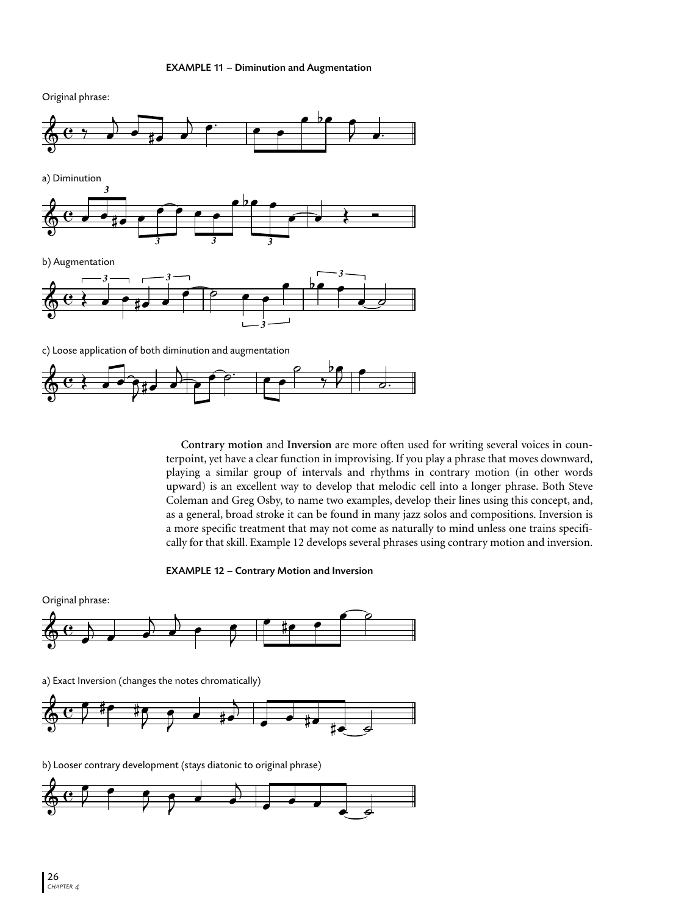**EXAMPLE 11 – Diminution and Augmentation**

Original phrase:

a) Diminution

b) Augmentation

c) Loose application of both diminution and augmentation

**Contrary motion** and **Inversion** are more often used for writing several voices in counterpoint, yet have a clear function in improvising. If you play a phrase that moves downward, playing a similar group of intervals and rhythms in contrary motion (in other words upward) is an excellent way to develop that melodic cell into a longer phrase. Both Steve Coleman and Greg Osby, to name two examples, develop their lines using this concept, and, as a general, broad stroke it can be found in many jazz solos and compositions. Inversion is a more specific treatment that may not come as naturally to mind unless one trains specifically for that skill. Example 12 develops several phrases using contrary motion and inversion.

**EXAMPLE 12 – Contrary Motion and Inversion**

Original phrase:

a) Exact Inversion (changes the notes chromatically)

b) Looser contrary development (stays diatonic to original phrase)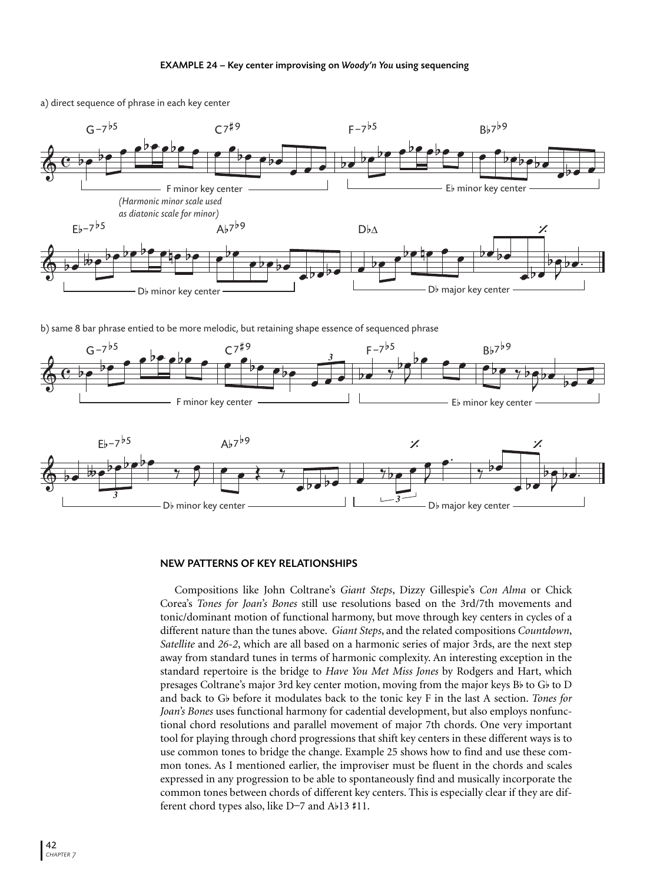**EXAMPLE 24 – Key center improvising on *Woody'n You* using sequencing**

a) direct sequence of phrase in each key center

b) same 8 bar phrase entied to be more melodic, but retaining shape essence of sequenced phrase

### NEW PATTERNS OF KEY RELATIONSHIPS

Compositions like John Coltrane's *Giant Steps*, Dizzy Gillespie's *Con Alma* or Chick Corea's *Tones for Joan's Bones* still use resolutions based on the 3rd/7th movements and tonic/dominant motion of functional harmony, but move through key centers in cycles of a different nature than the tunes above. *Giant Steps*, and the related compositions *Countdown*, *Satellite* and *26-2*, which are all based on a harmonic series of major 3rds, are the next step away from standard tunes in terms of harmonic complexity. An interesting exception in the standard repertoire is the bridge to *Have You Met Miss Jones* by Rodgers and Hart, which presages Coltrane's major 3rd key center motion, moving from the major keys B♭ to G♭ to D and back to G♭ before it modulates back to the tonic key F in the last A section. *Tones for Joan's Bones* uses functional harmony for cadential development, but also employs nonfunctional chord resolutions and parallel movement of major 7th chords. One very important tool for playing through chord progressions that shift key centers in these different ways is to use common tones to bridge the change. Example 25 shows how to find and use these common tones. As I mentioned earlier, the improviser must be fluent in the chords and scales expressed in any progression to be able to spontaneously find and musically incorporate the common tones between chords of different key centers. This is especially clear if they are different chord types also, like D–7 and A♭13 ♯11.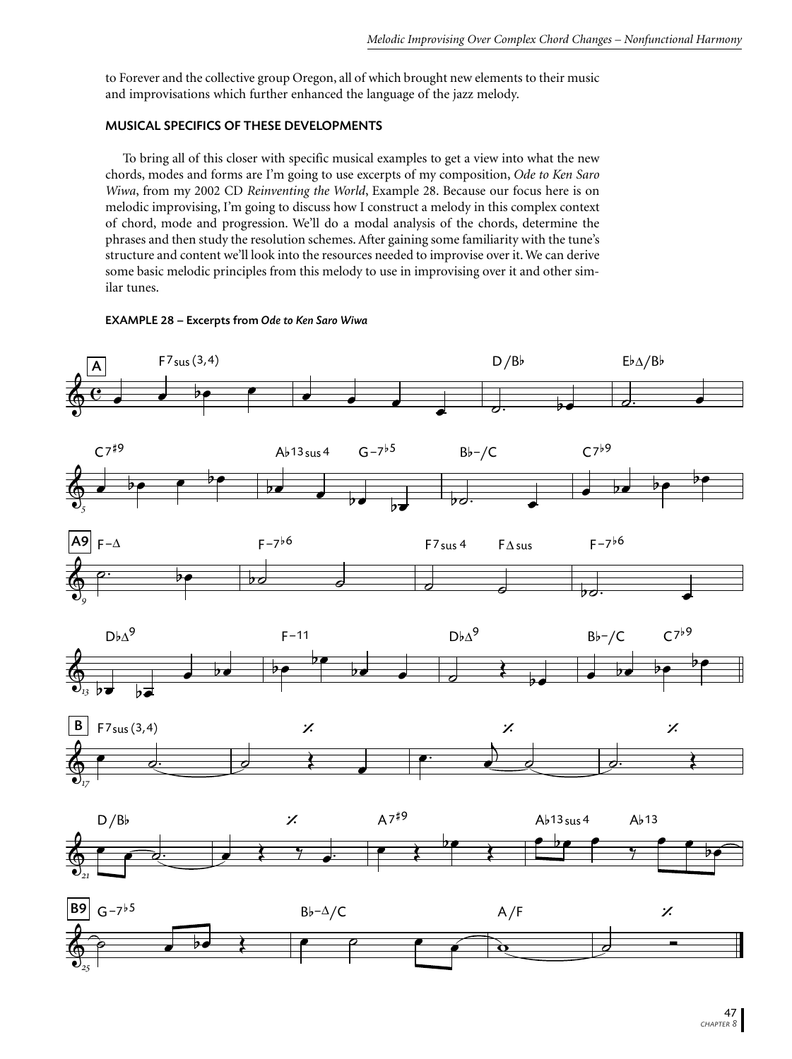to Forever and the collective group Oregon, all of which brought new elements to their music and improvisations which further enhanced the language of the jazz melody.

### MUSICAL SPECIFICS OF THESE DEVELOPMENTS

To bring all of this closer with specific musical examples to get a view into what the new chords, modes and forms are I'm going to use excerpts of my composition, *Ode to Ken Saro Wiwa*, from my 2002 CD *Reinventing the World*, Example 28. Because our focus here is on melodic improvising, I'm going to discuss how I construct a melody in this complex context of chord, mode and progression. We'll do a modal analysis of the chords, determine the phrases and then study the resolution schemes. After gaining some familiarity with the tune's structure and content we'll look into the resources needed to improvise over it. We can derive some basic melodic principles from this melody to use in improvising over it and other similar tunes.

**EXAMPLE 28 – Excerpts from *Ode to Ken Saro Wiwa***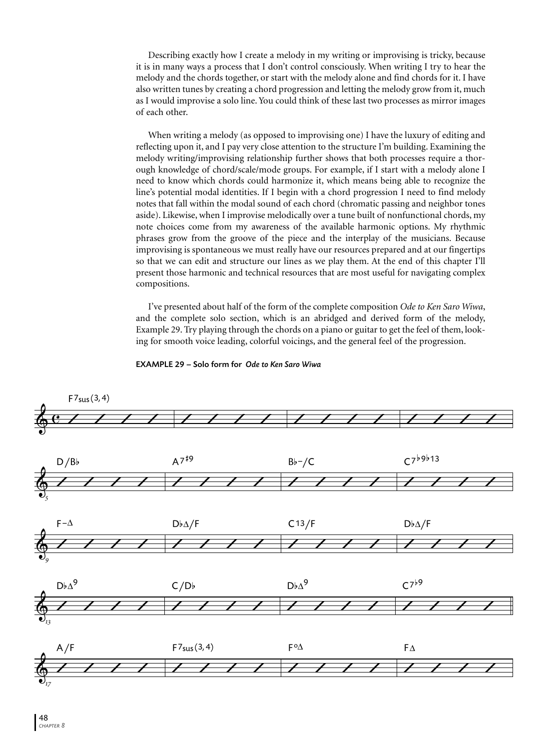Describing exactly how I create a melody in my writing or improvising is tricky, because it is in many ways a process that I don't control consciously. When writing I try to hear the melody and the chords together, or start with the melody alone and find chords for it. I have also written tunes by creating a chord progression and letting the melody grow from it, much as I would improvise a solo line. You could think of these last two processes as mirror images of each other.

When writing a melody (as opposed to improvising one) I have the luxury of editing and reflecting upon it, and I pay very close attention to the structure I'm building. Examining the melody writing/improvising relationship further shows that both processes require a thorough knowledge of chord/scale/mode groups. For example, if I start with a melody alone I need to know which chords could harmonize it, which means being able to recognize the line's potential modal identities. If I begin with a chord progression I need to find melody notes that fall within the modal sound of each chord (chromatic passing and neighbor tones aside). Likewise, when I improvise melodically over a tune built of nonfunctional chords, my note choices come from my awareness of the available harmonic options. My rhythmic phrases grow from the groove of the piece and the interplay of the musicians. Because improvising is spontaneous we must really have our resources prepared and at our fingertips so that we can edit and structure our lines as we play them. At the end of this chapter I'll present those harmonic and technical resources that are most useful for navigating complex compositions.

I've presented about half of the form of the complete composition *Ode to Ken Saro Wiwa*, and the complete solo section, which is an abridged and derived form of the melody, Example 29. Try playing through the chords on a piano or guitar to get the feel of them, looking for smooth voice leading, colorful voicings, and the general feel of the progression.

**EXAMPLE 29 – Solo form for *Ode to Ken Saro Wiwa***

| Bar | Chord | Bar | Chord | Bar | Chord | Bar | Chord |
|---|---|---|---|---|---|---|---|
| 1 | F7sus(3,4) | 2 | | 3 | | 4 | |
| 5 | D/B♭ | 6 | A7♯9 | 7 | B♭–/C | 8 | C7♭9♭13 |
| 9 | F–Δ | 10 | D♭Δ/F | 11 | C13/F | 12 | D♭Δ/F |
| 13 | D♭Δ9 | 14 | C/D♭ | 15 | D♭Δ9 | 16 | C7♭9 |
| 17 | A/F | 18 | F7sus(3,4) | 19 | F°Δ | 20 | FΔ |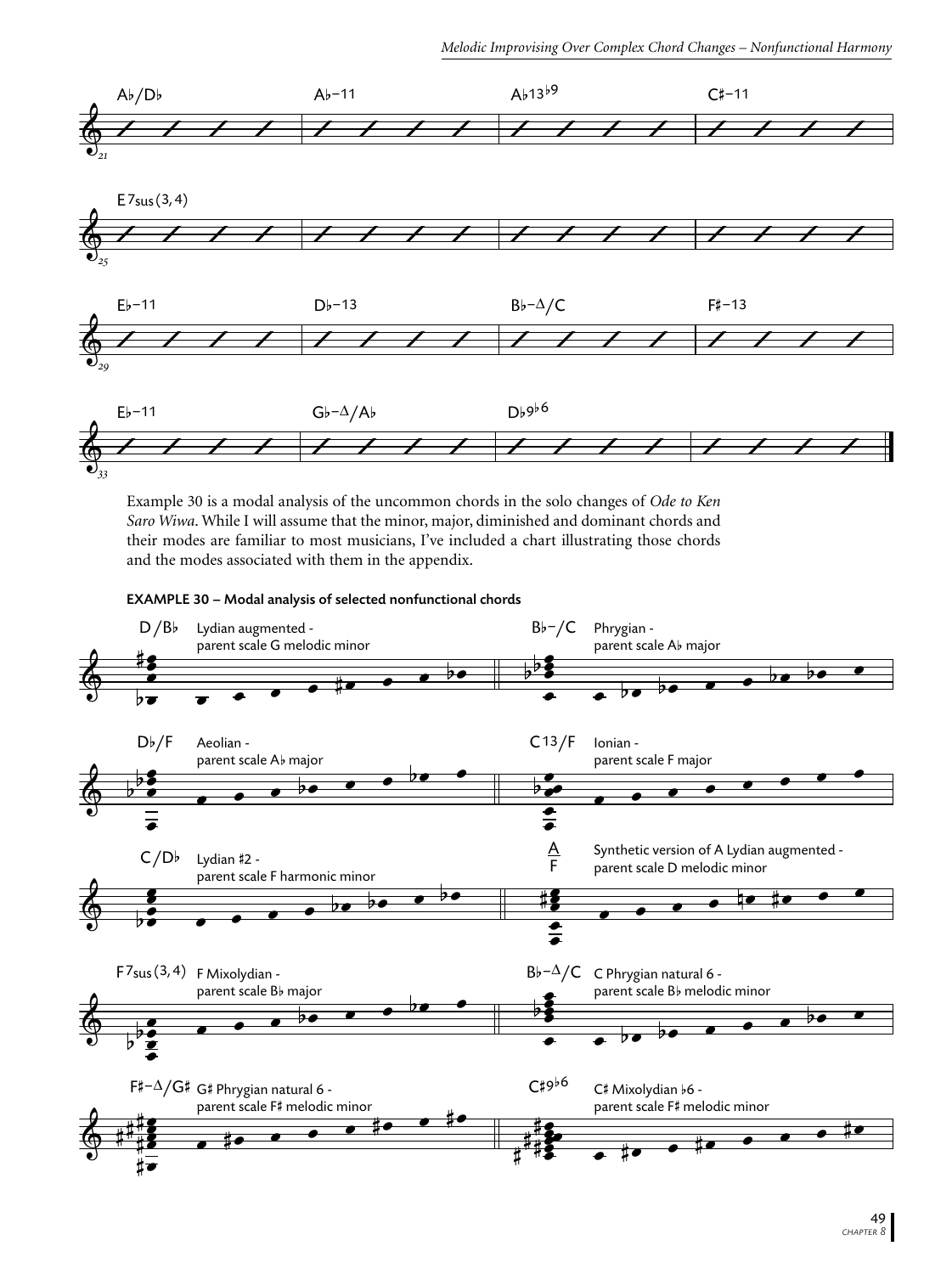Example 30 is a modal analysis of the uncommon chords in the solo changes of *Ode to Ken Saro Wiwa*. While I will assume that the minor, major, diminished and dominant chords and their modes are familiar to most musicians, I've included a chart illustrating those chords and the modes associated with them in the appendix.

**EXAMPLE 30 – Modal analysis of selected nonfunctional chords**

- D/B♭: Lydian augmented - parent scale G melodic minor
- B♭–/C: Phrygian - parent scale A♭ major
- D♭/F: Aeolian - parent scale A♭ major
- C13/F: Ionian - parent scale F major
- C/D♭: Lydian ♯2 - parent scale F harmonic minor
- A/F: Synthetic version of A Lydian augmented - parent scale D melodic minor
- F7sus(3, 4): F Mixolydian - parent scale B♭ major
- B♭–Δ/C: C Phrygian natural 6 - parent scale B♭ melodic minor
- F♯–Δ/G♯: G♯ Phrygian natural 6 - parent scale F♯ melodic minor
- C♯9♭6: C♯ Mixolydian ♭6 - parent scale F♯ melodic minor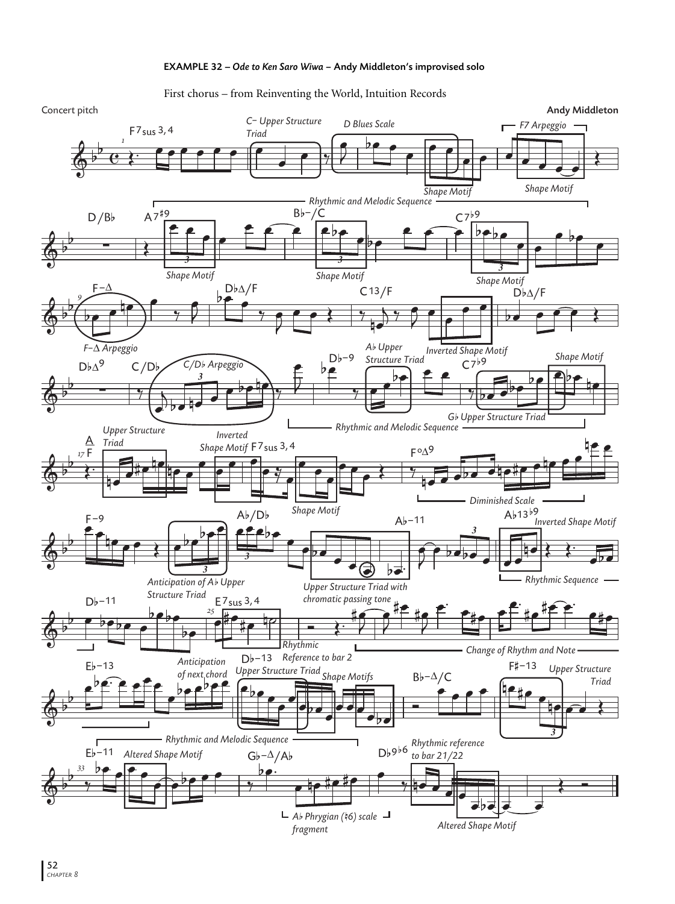**EXAMPLE 32 – *Ode to Ken Saro Wiwa* – Andy Middleton's improvised solo**

First chorus – from Reinventing the World, Intuition Records

Concert pitch

**Andy Middleton**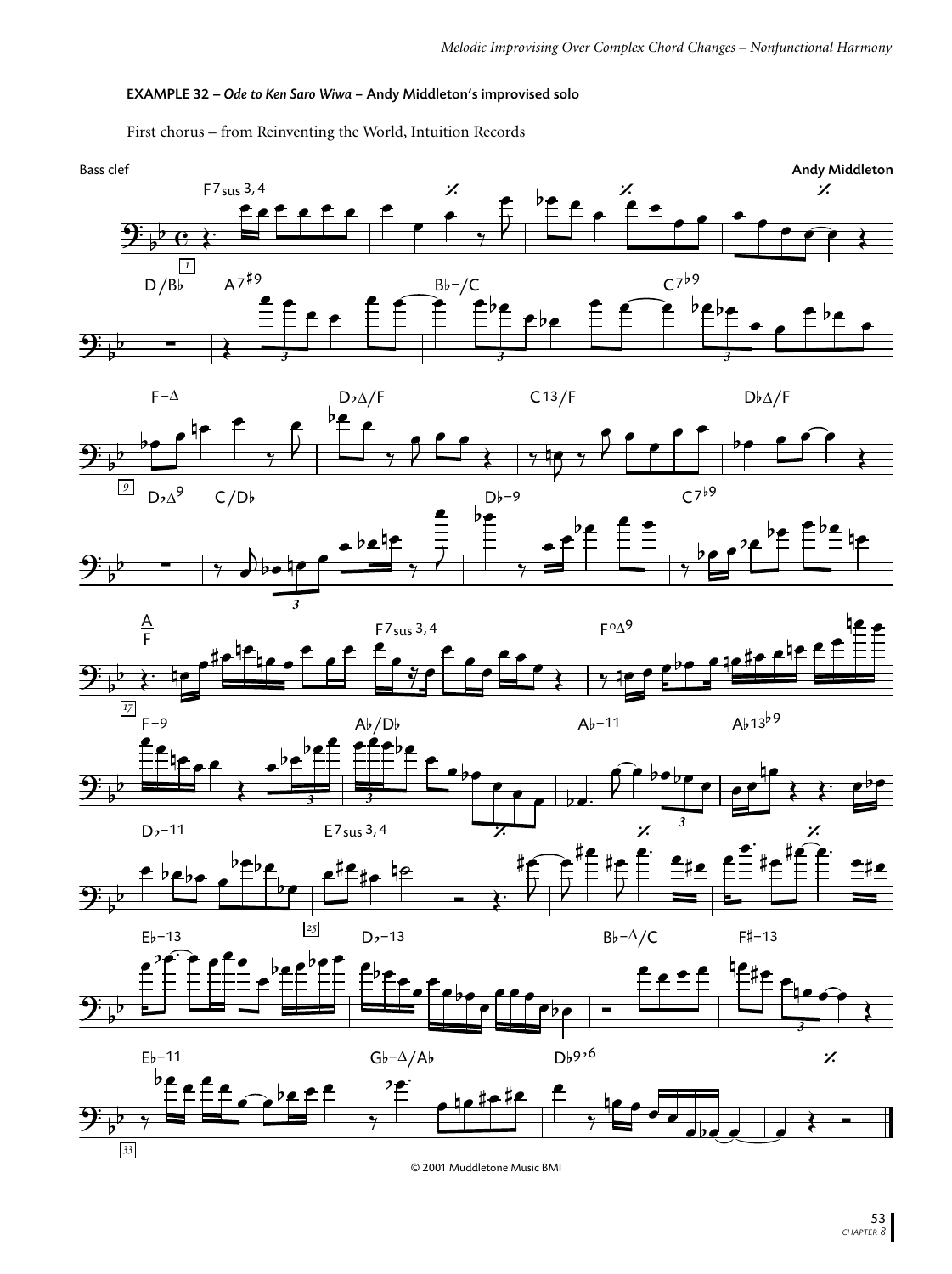**EXAMPLE 32 – *Ode to Ken Saro Wiwa* – Andy Middleton's improvised solo**

First chorus – from Reinventing the World, Intuition Records

© 2001 Muddletone Music BMI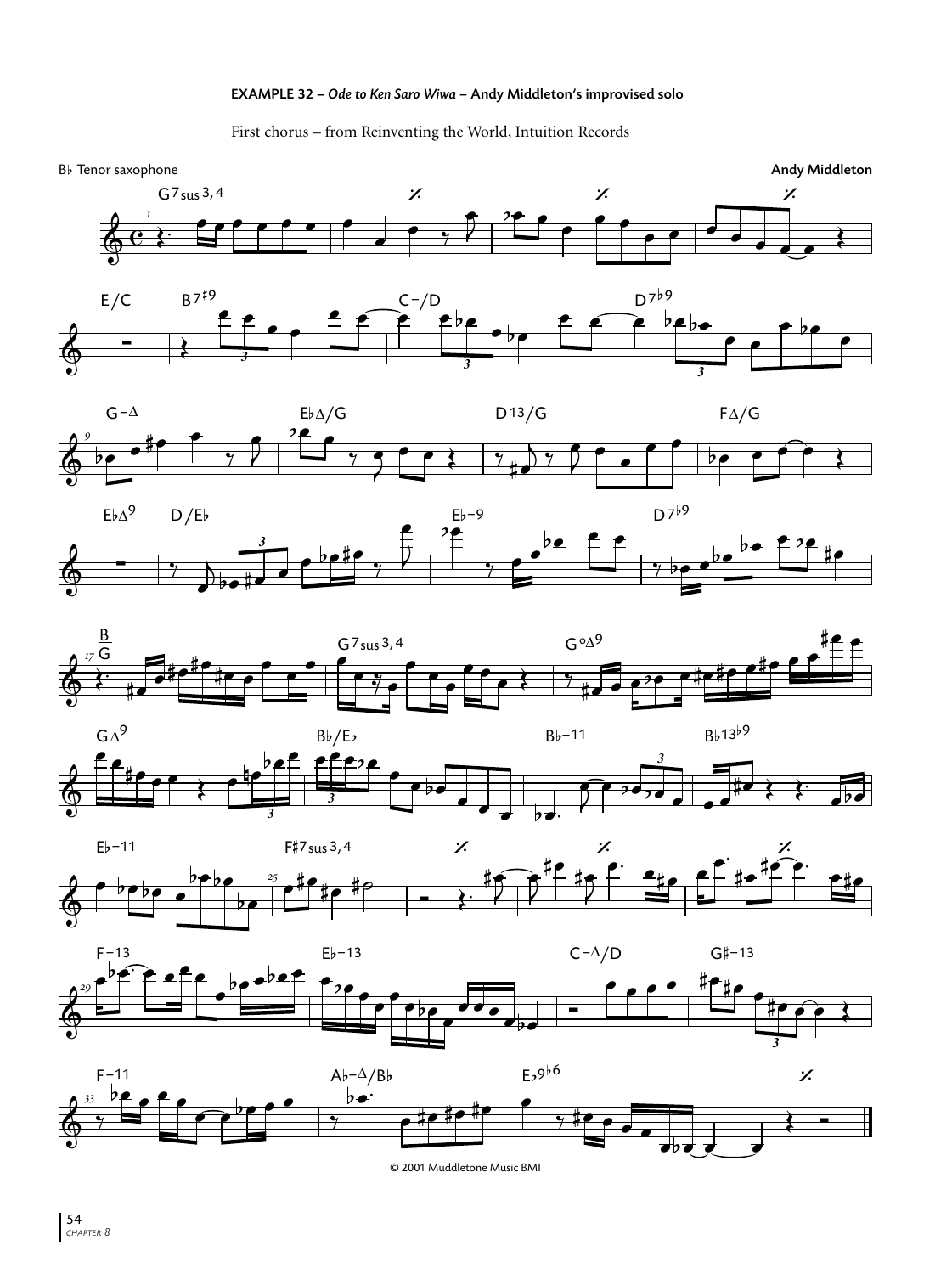**EXAMPLE 32 – *Ode to Ken Saro Wiwa* – Andy Middleton's improvised solo**

First chorus – from Reinventing the World, Intuition Records

B♭ Tenor saxophone

**Andy Middleton**

© 2001 Muddletone Music BMI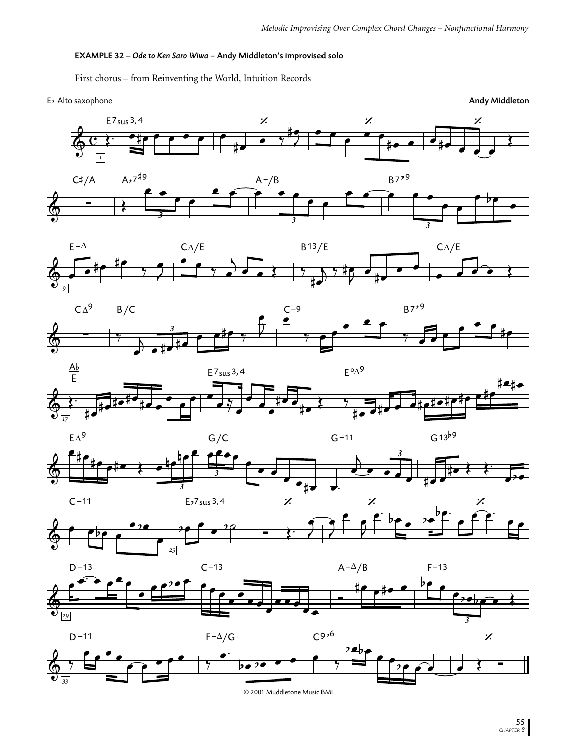**EXAMPLE 32 – *Ode to Ken Saro Wiwa* – Andy Middleton's improvised solo**

First chorus – from Reinventing the World, Intuition Records

E♭ Alto saxophone

**Andy Middleton**

© 2001 Muddletone Music BMI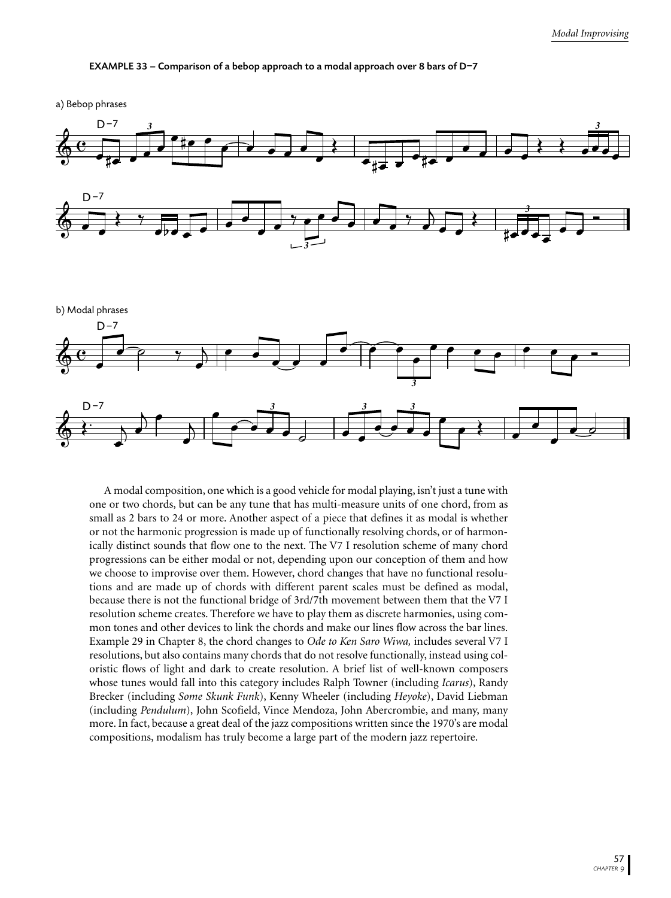**EXAMPLE 33 – Comparison of a bebop approach to a modal approach over 8 bars of D–7**

a) Bebop phrases

b) Modal phrases

A modal composition, one which is a good vehicle for modal playing, isn't just a tune with one or two chords, but can be any tune that has multi-measure units of one chord, from as small as 2 bars to 24 or more. Another aspect of a piece that defines it as modal is whether or not the harmonic progression is made up of functionally resolving chords, or of harmonically distinct sounds that flow one to the next. The V7 I resolution scheme of many chord progressions can be either modal or not, depending upon our conception of them and how we choose to improvise over them. However, chord changes that have no functional resolutions and are made up of chords with different parent scales must be defined as modal, because there is not the functional bridge of 3rd/7th movement between them that the V7 I resolution scheme creates. Therefore we have to play them as discrete harmonies, using common tones and other devices to link the chords and make our lines flow across the bar lines. Example 29 in Chapter 8, the chord changes to *Ode to Ken Saro Wiwa,* includes several V7 I resolutions, but also contains many chords that do not resolve functionally, instead using coloristic flows of light and dark to create resolution. A brief list of well-known composers whose tunes would fall into this category includes Ralph Towner (including *Icarus*), Randy Brecker (including *Some Skunk Funk*), Kenny Wheeler (including *Heyoke*), David Liebman (including *Pendulum*), John Scofield, Vince Mendoza, John Abercrombie, and many, many more. In fact, because a great deal of the jazz compositions written since the 1970's are modal compositions, modalism has truly become a large part of the modern jazz repertoire.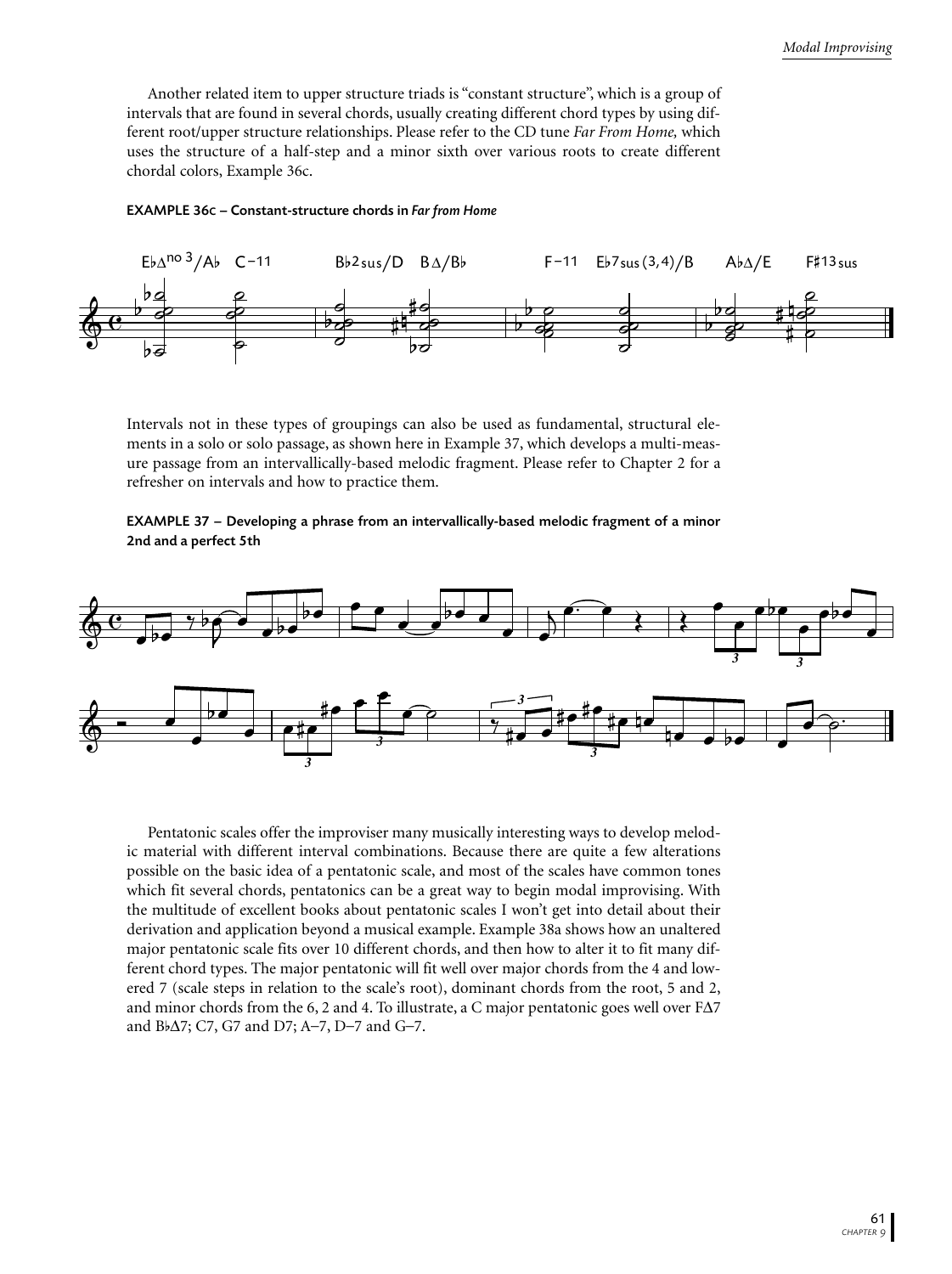Another related item to upper structure triads is "constant structure", which is a group of intervals that are found in several chords, usually creating different chord types by using different root/upper structure relationships. Please refer to the CD tune *Far From Home,* which uses the structure of a half-step and a minor sixth over various roots to create different chordal colors, Example 36c.

**EXAMPLE 36c – Constant-structure chords in *Far from Home***

Intervals not in these types of groupings can also be used as fundamental, structural elements in a solo or solo passage, as shown here in Example 37, which develops a multi-measure passage from an intervallically-based melodic fragment. Please refer to Chapter 2 for a refresher on intervals and how to practice them.

**EXAMPLE 37 – Developing a phrase from an intervallically-based melodic fragment of a minor 2nd and a perfect 5th**

Pentatonic scales offer the improviser many musically interesting ways to develop melodic material with different interval combinations. Because there are quite a few alterations possible on the basic idea of a pentatonic scale, and most of the scales have common tones which fit several chords, pentatonics can be a great way to begin modal improvising. With the multitude of excellent books about pentatonic scales I won't get into detail about their derivation and application beyond a musical example. Example 38a shows how an unaltered major pentatonic scale fits over 10 different chords, and then how to alter it to fit many different chord types. The major pentatonic will fit well over major chords from the 4 and lowered 7 (scale steps in relation to the scale's root), dominant chords from the root, 5 and 2, and minor chords from the 6, 2 and 4. To illustrate, a C major pentatonic goes well over FΔ7 and B♭Δ7; C7, G7 and D7; A–7, D–7 and G–7.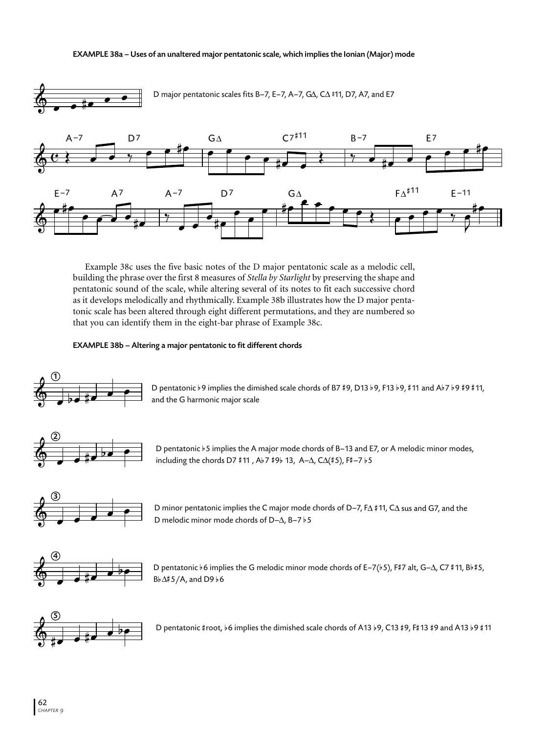**EXAMPLE 38a – Uses of an unaltered major pentatonic scale, which implies the Ionian (Major) mode**

D major pentatonic scales fits B–7, E–7, A–7, GΔ, CΔ ♯11, D7, A7, and E7

A–7 D7 GΔ C7♯11 B–7 E7

E–7 A7 A–7 D7 GΔ FΔ♯11 E–11

Example 38c uses the five basic notes of the D major pentatonic scale as a melodic cell, building the phrase over the first 8 measures of *Stella by Starlight* by preserving the shape and pentatonic sound of the scale, while altering several of its notes to fit each successive chord as it develops melodically and rhythmically. Example 38b illustrates how the D major pentatonic scale has been altered through eight different permutations, and they are numbered so that you can identify them in the eight-bar phrase of Example 38c.

**EXAMPLE 38b – Altering a major pentatonic to fit different chords**

① D pentatonic ♭9 implies the dimished scale chords of B7 ♯9, D13 ♭9, F13 ♭9, ♯11 and A♭7 ♭9 ♯9 ♯11, and the G harmonic major scale

② D pentatonic ♭5 implies the A major mode chords of B–13 and E7, or A melodic minor modes, including the chords D7 ♯11 , A♭7 ♯9♭ 13, A–Δ, CΔ(♯5), F♯–7 ♭5

③ D minor pentatonic implies the C major mode chords of D–7, FΔ ♯11, CΔ sus and G7, and the D melodic minor mode chords of D–Δ, B–7 ♭5

④ D pentatonic ♭6 implies the G melodic minor mode chords of E–7(♭5), F♯7 alt, G–Δ, C7 ♯11, B♭♯5, B♭Δ♯5/A, and D9 ♭6

⑤ D pentatonic ♯root, ♭6 implies the dimished scale chords of A13 ♭9, C13 ♯9, F♯13 ♯9 and A13 ♭9 ♯11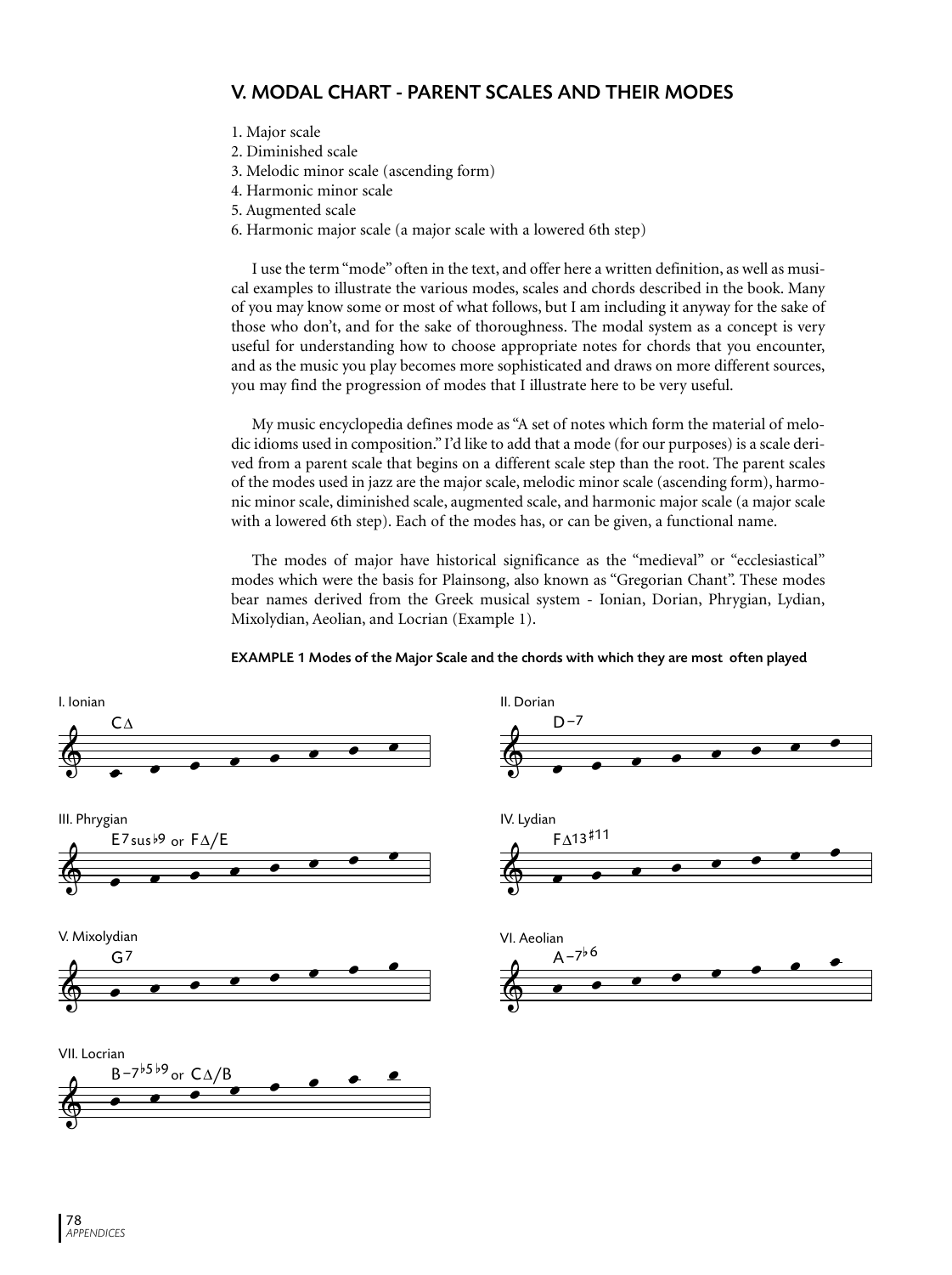## V. MODAL CHART - PARENT SCALES AND THEIR MODES

1. Major scale
2. Diminished scale
3. Melodic minor scale (ascending form)
4. Harmonic minor scale
5. Augmented scale
6. Harmonic major scale (a major scale with a lowered 6th step)

I use the term "mode" often in the text, and offer here a written definition, as well as musical examples to illustrate the various modes, scales and chords described in the book. Many of you may know some or most of what follows, but I am including it anyway for the sake of those who don't, and for the sake of thoroughness. The modal system as a concept is very useful for understanding how to choose appropriate notes for chords that you encounter, and as the music you play becomes more sophisticated and draws on more different sources, you may find the progression of modes that I illustrate here to be very useful.

My music encyclopedia defines mode as "A set of notes which form the material of melodic idioms used in composition." I'd like to add that a mode (for our purposes) is a scale derived from a parent scale that begins on a different scale step than the root. The parent scales of the modes used in jazz are the major scale, melodic minor scale (ascending form), harmonic minor scale, diminished scale, augmented scale, and harmonic major scale (a major scale with a lowered 6th step). Each of the modes has, or can be given, a functional name.

The modes of major have historical significance as the "medieval" or "ecclesiastical" modes which were the basis for Plainsong, also known as "Gregorian Chant". These modes bear names derived from the Greek musical system - Ionian, Dorian, Phrygian, Lydian, Mixolydian, Aeolian, and Locrian (Example 1).

**EXAMPLE 1 Modes of the Major Scale and the chords with which they are most often played**

I. Ionian — CΔ

II. Dorian — D–7

III. Phrygian — E7sus♭9 or FΔ/E

IV. Lydian — FΔ13♯11

V. Mixolydian — G7

VI. Aeolian — A–7♭6

VII. Locrian — B–7♭5♭9 or CΔ/B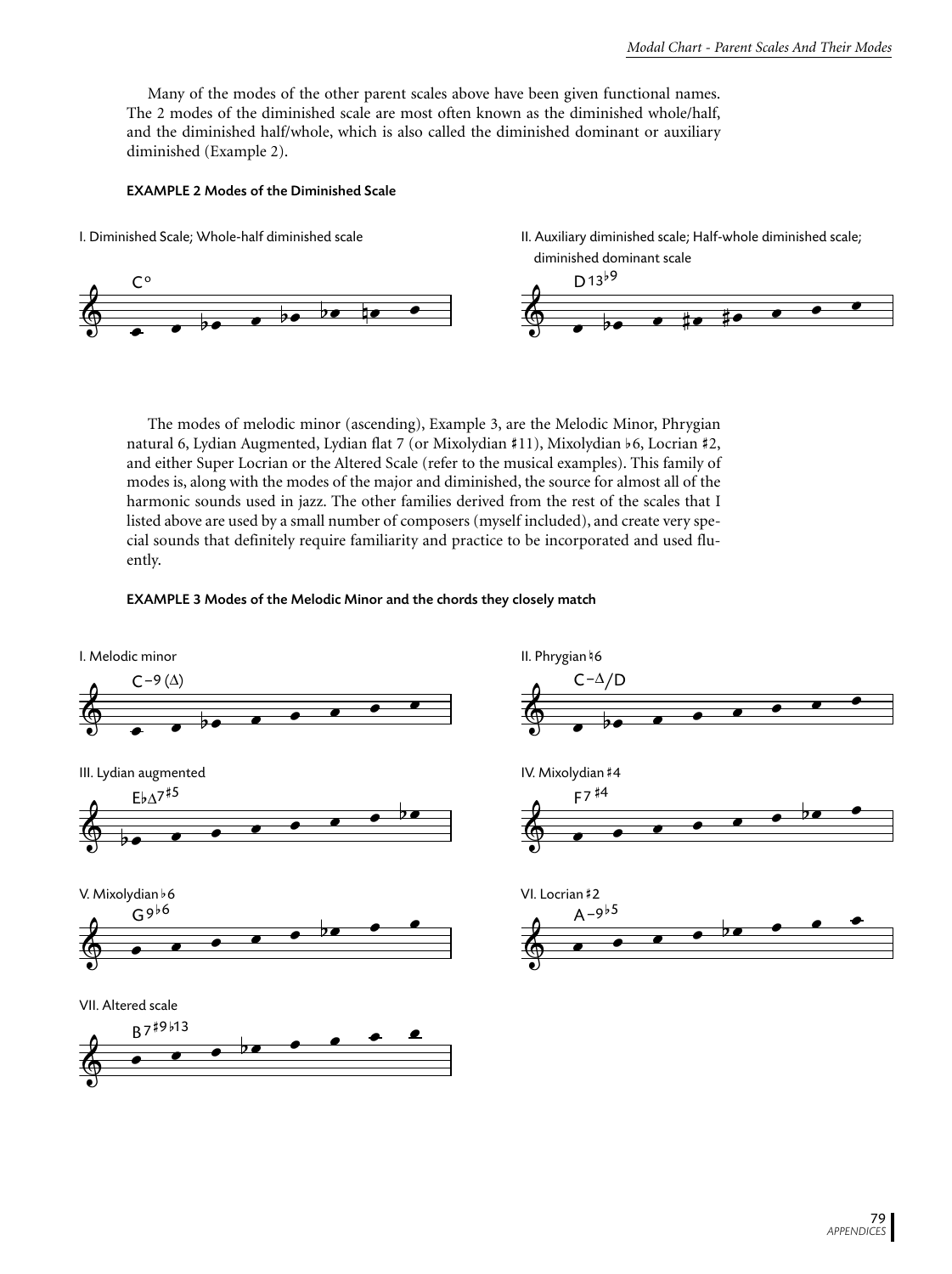Many of the modes of the other parent scales above have been given functional names. The 2 modes of the diminished scale are most often known as the diminished whole/half, and the diminished half/whole, which is also called the diminished dominant or auxiliary diminished (Example 2).

**EXAMPLE 2 Modes of the Diminished Scale**

I. Diminished Scale; Whole-half diminished scale

C°

II. Auxiliary diminished scale; Half-whole diminished scale; diminished dominant scale

D13♭9

The modes of melodic minor (ascending), Example 3, are the Melodic Minor, Phrygian natural 6, Lydian Augmented, Lydian flat 7 (or Mixolydian ♯11), Mixolydian ♭6, Locrian ♯2, and either Super Locrian or the Altered Scale (refer to the musical examples). This family of modes is, along with the modes of the major and diminished, the source for almost all of the harmonic sounds used in jazz. The other families derived from the rest of the scales that I listed above are used by a small number of composers (myself included), and create very special sounds that definitely require familiarity and practice to be incorporated and used fluently.

**EXAMPLE 3 Modes of the Melodic Minor and the chords they closely match**

I. Melodic minor

C−9 (Δ)

II. Phrygian ♮6

C−Δ/D

III. Lydian augmented

E♭Δ7♯5

IV. Mixolydian ♯4

F7 ♯4

V. Mixolydian ♭6

G9♭6

VI. Locrian ♯2

A−9♭5

VII. Altered scale

B7♯9♭13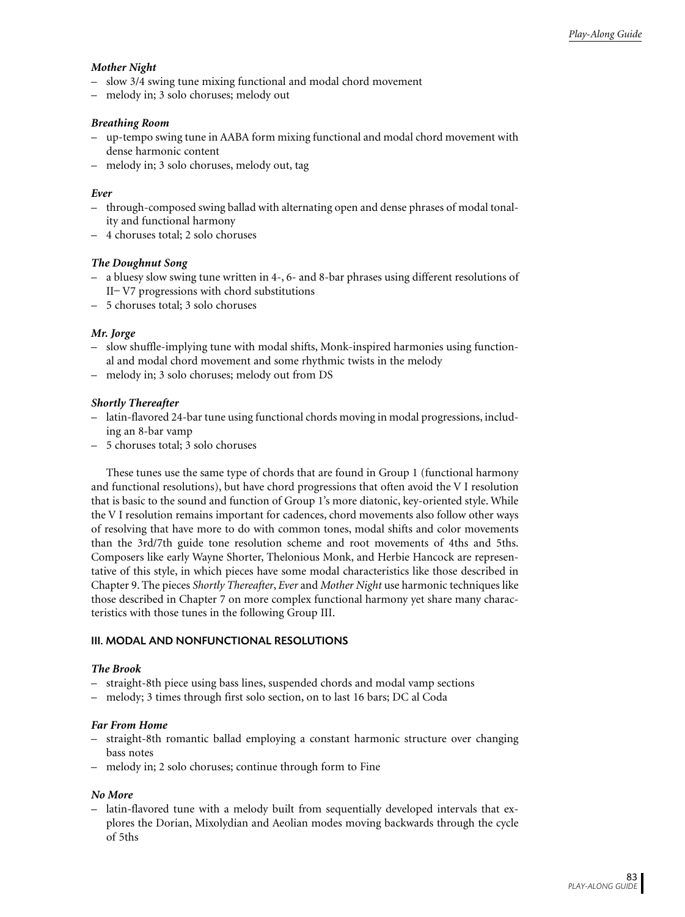***Mother Night***

- slow 3/4 swing tune mixing functional and modal chord movement
- melody in; 3 solo choruses; melody out

***Breathing Room***

- up-tempo swing tune in AABA form mixing functional and modal chord movement with dense harmonic content
- melody in; 3 solo choruses, melody out, tag

***Ever***

- through-composed swing ballad with alternating open and dense phrases of modal tonality and functional harmony
- 4 choruses total; 2 solo choruses

***The Doughnut Song***

- a bluesy slow swing tune written in 4-, 6- and 8-bar phrases using different resolutions of II– V7 progressions with chord substitutions
- 5 choruses total; 3 solo choruses

***Mr. Jorge***

- slow shuffle-implying tune with modal shifts, Monk-inspired harmonies using functional and modal chord movement and some rhythmic twists in the melody
- melody in; 3 solo choruses; melody out from DS

***Shortly Thereafter***

- latin-flavored 24-bar tune using functional chords moving in modal progressions, including an 8-bar vamp
- 5 choruses total; 3 solo choruses

These tunes use the same type of chords that are found in Group 1 (functional harmony and functional resolutions), but have chord progressions that often avoid the V I resolution that is basic to the sound and function of Group 1's more diatonic, key-oriented style. While the V I resolution remains important for cadences, chord movements also follow other ways of resolving that have more to do with common tones, modal shifts and color movements than the 3rd/7th guide tone resolution scheme and root movements of 4ths and 5ths. Composers like early Wayne Shorter, Thelonious Monk, and Herbie Hancock are representative of this style, in which pieces have some modal characteristics like those described in Chapter 9. The pieces *Shortly Thereafter*, *Ever* and *Mother Night* use harmonic techniques like those described in Chapter 7 on more complex functional harmony yet share many characteristics with those tunes in the following Group III.

## III. MODAL AND NONFUNCTIONAL RESOLUTIONS

***The Brook***

- straight-8th piece using bass lines, suspended chords and modal vamp sections
- melody; 3 times through first solo section, on to last 16 bars; DC al Coda

***Far From Home***

- straight-8th romantic ballad employing a constant harmonic structure over changing bass notes
- melody in; 2 solo choruses; continue through form to Fine

***No More***

- latin-flavored tune with a melody built from sequentially developed intervals that explores the Dorian, Mixolydian and Aeolian modes moving backwards through the cycle of 5ths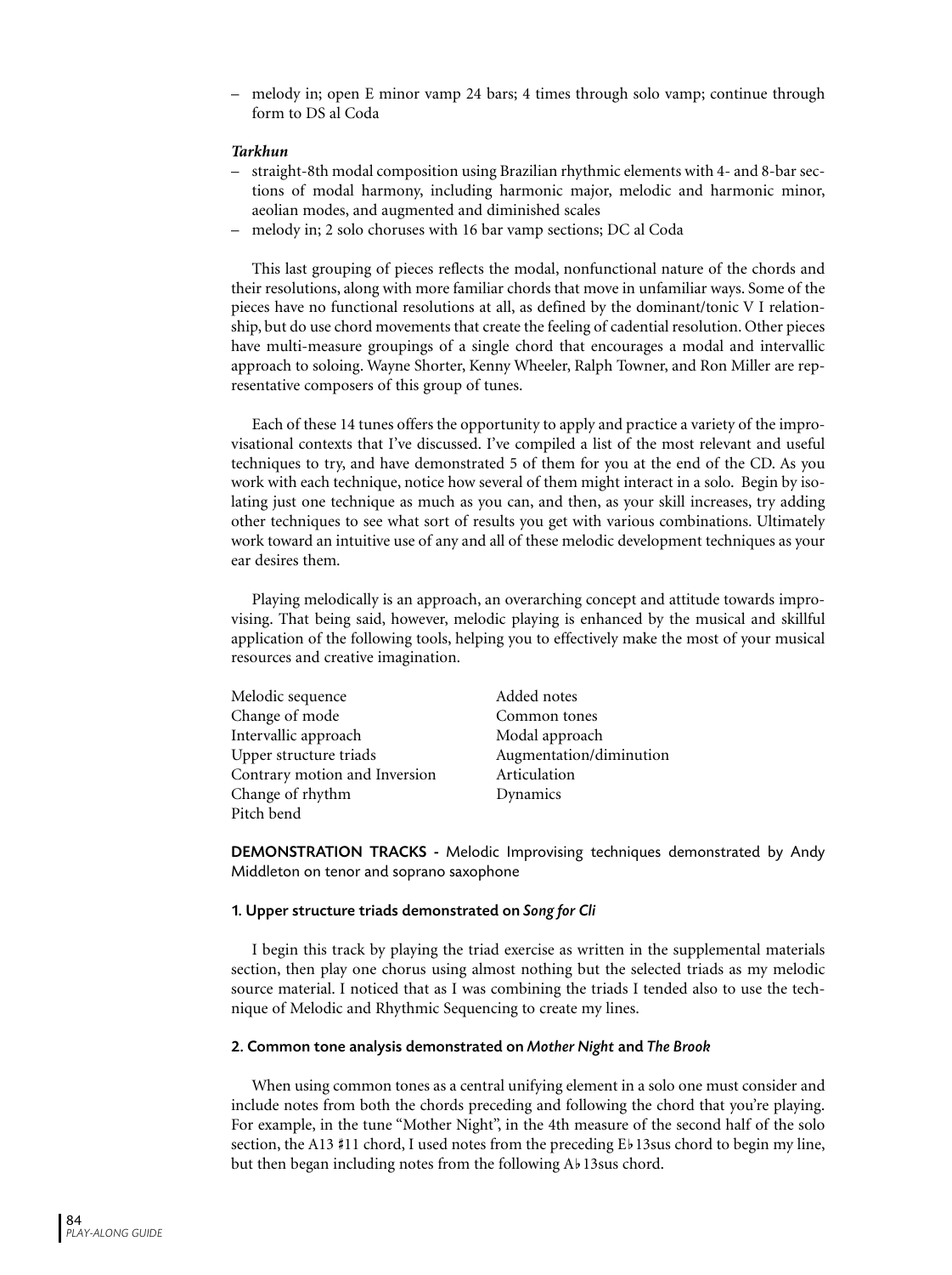– melody in; open E minor vamp 24 bars; 4 times through solo vamp; continue through form to DS al Coda

***Tarkhun***

– straight-8th modal composition using Brazilian rhythmic elements with 4- and 8-bar sections of modal harmony, including harmonic major, melodic and harmonic minor, aeolian modes, and augmented and diminished scales
– melody in; 2 solo choruses with 16 bar vamp sections; DC al Coda

This last grouping of pieces reflects the modal, nonfunctional nature of the chords and their resolutions, along with more familiar chords that move in unfamiliar ways. Some of the pieces have no functional resolutions at all, as defined by the dominant/tonic V I relationship, but do use chord movements that create the feeling of cadential resolution. Other pieces have multi-measure groupings of a single chord that encourages a modal and intervallic approach to soloing. Wayne Shorter, Kenny Wheeler, Ralph Towner, and Ron Miller are representative composers of this group of tunes.

Each of these 14 tunes offers the opportunity to apply and practice a variety of the improvisational contexts that I've discussed. I've compiled a list of the most relevant and useful techniques to try, and have demonstrated 5 of them for you at the end of the CD. As you work with each technique, notice how several of them might interact in a solo. Begin by isolating just one technique as much as you can, and then, as your skill increases, try adding other techniques to see what sort of results you get with various combinations. Ultimately work toward an intuitive use of any and all of these melodic development techniques as your ear desires them.

Playing melodically is an approach, an overarching concept and attitude towards improvising. That being said, however, melodic playing is enhanced by the musical and skillful application of the following tools, helping you to effectively make the most of your musical resources and creative imagination.

Melodic sequence
Change of mode
Intervallic approach
Upper structure triads
Contrary motion and Inversion
Change of rhythm
Pitch bend
Added notes
Common tones
Modal approach
Augmentation/diminution
Articulation
Dynamics

**DEMONSTRATION TRACKS -** Melodic Improvising techniques demonstrated by Andy Middleton on tenor and soprano saxophone

#### 1. Upper structure triads demonstrated on *Song for Cli*

I begin this track by playing the triad exercise as written in the supplemental materials section, then play one chorus using almost nothing but the selected triads as my melodic source material. I noticed that as I was combining the triads I tended also to use the technique of Melodic and Rhythmic Sequencing to create my lines.

#### 2. Common tone analysis demonstrated on *Mother Night* and *The Brook*

When using common tones as a central unifying element in a solo one must consider and include notes from both the chords preceding and following the chord that you're playing. For example, in the tune "Mother Night", in the 4th measure of the second half of the solo section, the A13 ♯11 chord, I used notes from the preceding E♭13sus chord to begin my line, but then began including notes from the following A♭13sus chord.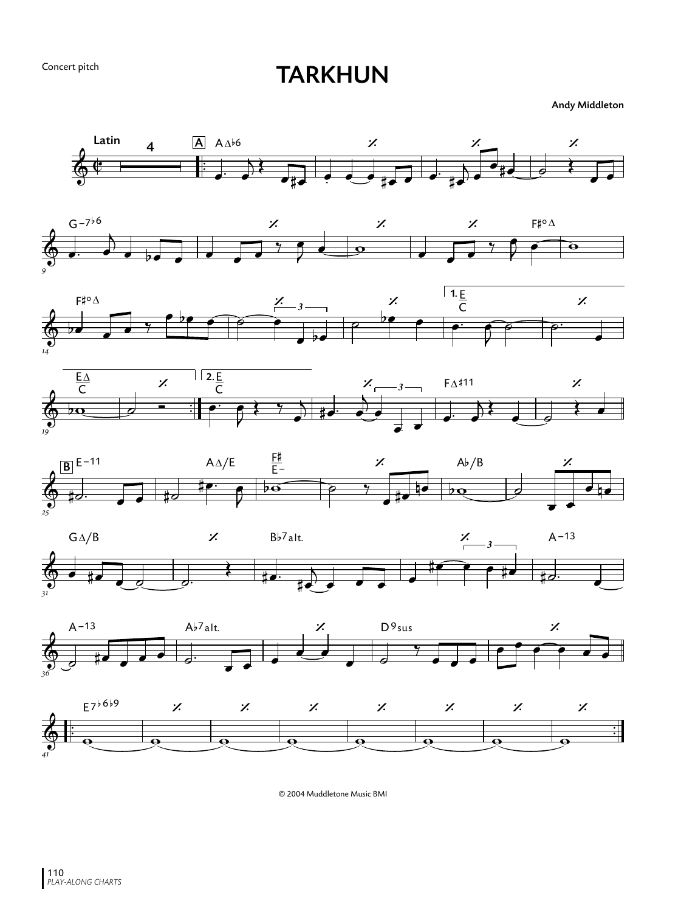Concert pitch

# TARKHUN

**Andy Middleton**

© 2004 Muddletone Music BMI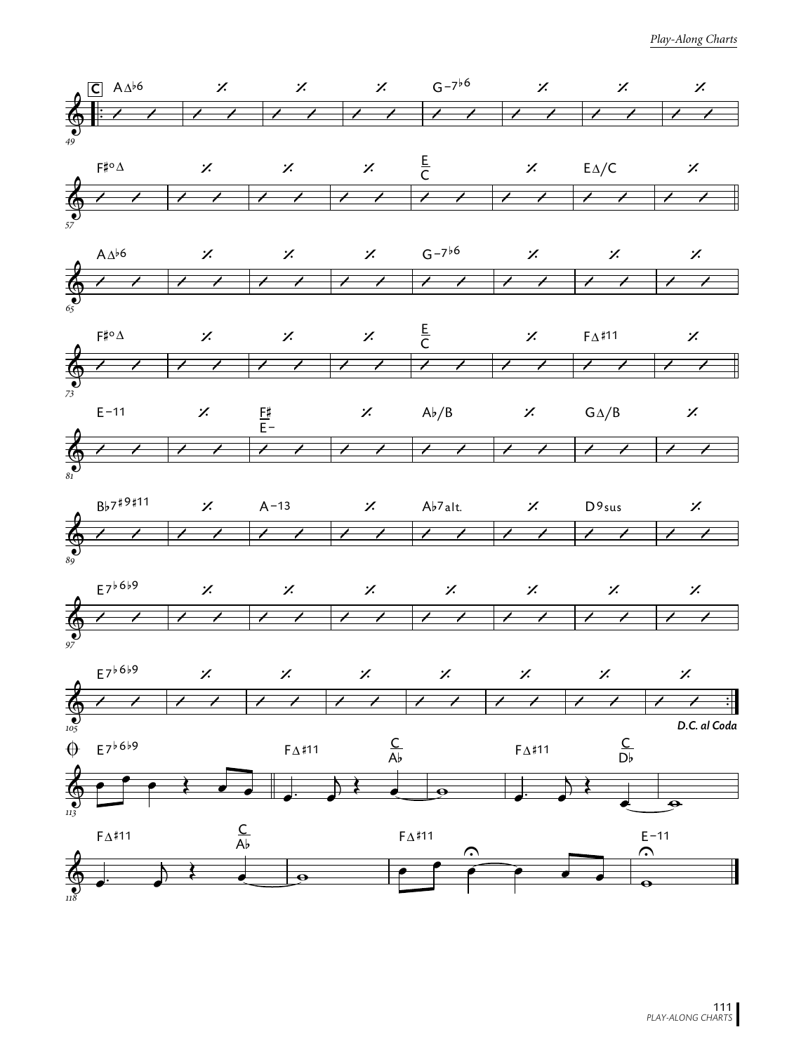**C**

| Measures | Chords |
|---|---|
| 49 | AΔ♭6 (4 bars) – G−7♭6 (4 bars) |
| 57 | F♯°Δ (4 bars) – E/C (2 bars) – EΔ/C (2 bars) |
| 65 | AΔ♭6 (4 bars) – G−7♭6 (4 bars) |
| 73 | F♯°Δ (4 bars) – E/C (2 bars) – FΔ♯11 (2 bars) |
| 81 | E−11 (2 bars) – F♯/E− (2 bars) – A♭/B (2 bars) – GΔ/B (2 bars) |
| 89 | B♭7♯9♯11 (2 bars) – A−13 (2 bars) – A♭7alt. (2 bars) – D9sus (2 bars) |
| 97 | E7♭6♭9 (8 bars) |
| 105 | E7♭6♭9 (8 bars) |

*D.C. al Coda*

**Coda**

| Measures | Chords |
|---|---|
| 113 | E7♭6♭9 – FΔ♯11 – C/A♭ – FΔ♯11 – C/D♭ |
| 118 | FΔ♯11 – C/A♭ – FΔ♯11 – E−11 |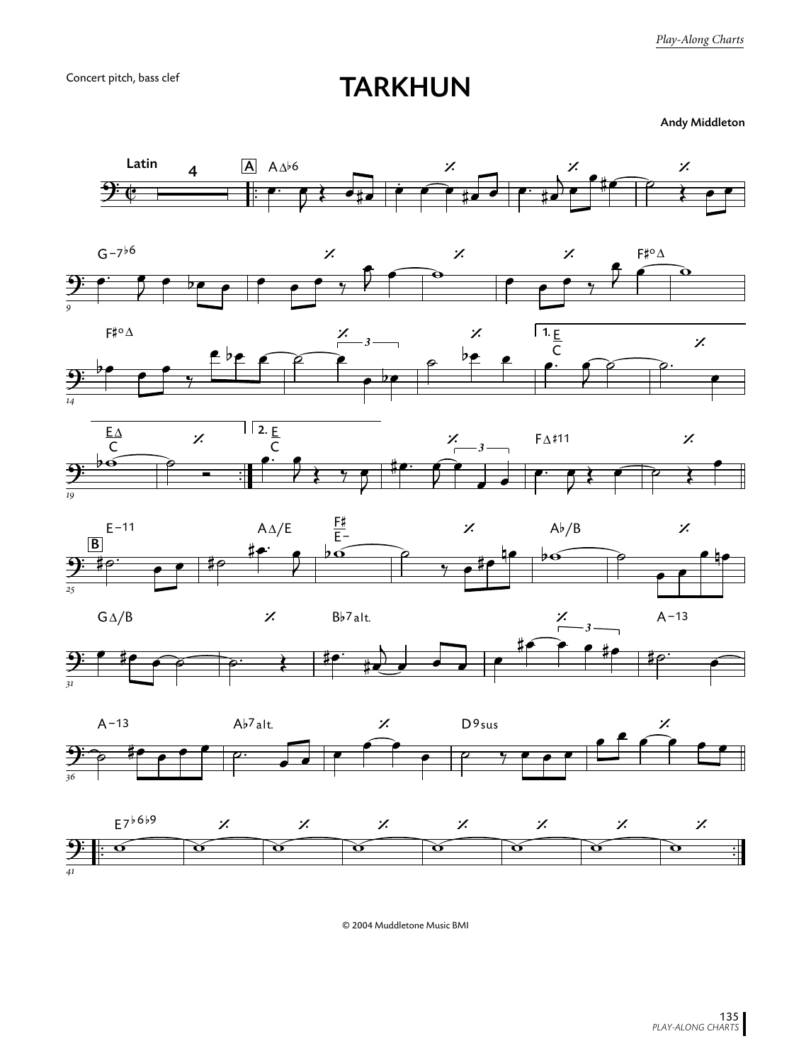Concert pitch, bass clef

# TARKHUN

**Andy Middleton**

© 2004 Muddletone Music BMI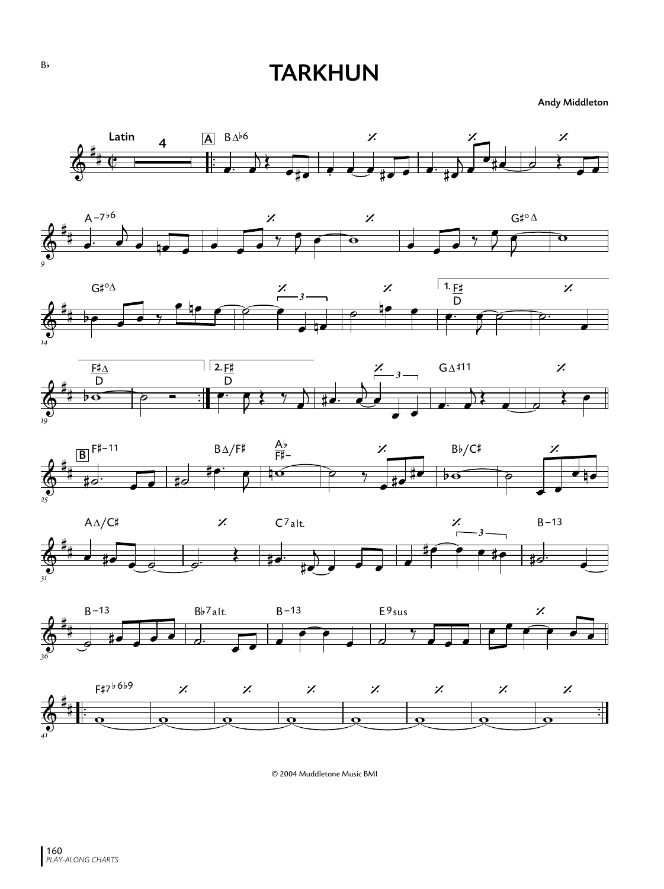B♭

# TARKHUN

**Andy Middleton**

© 2004 Muddletone Music BMI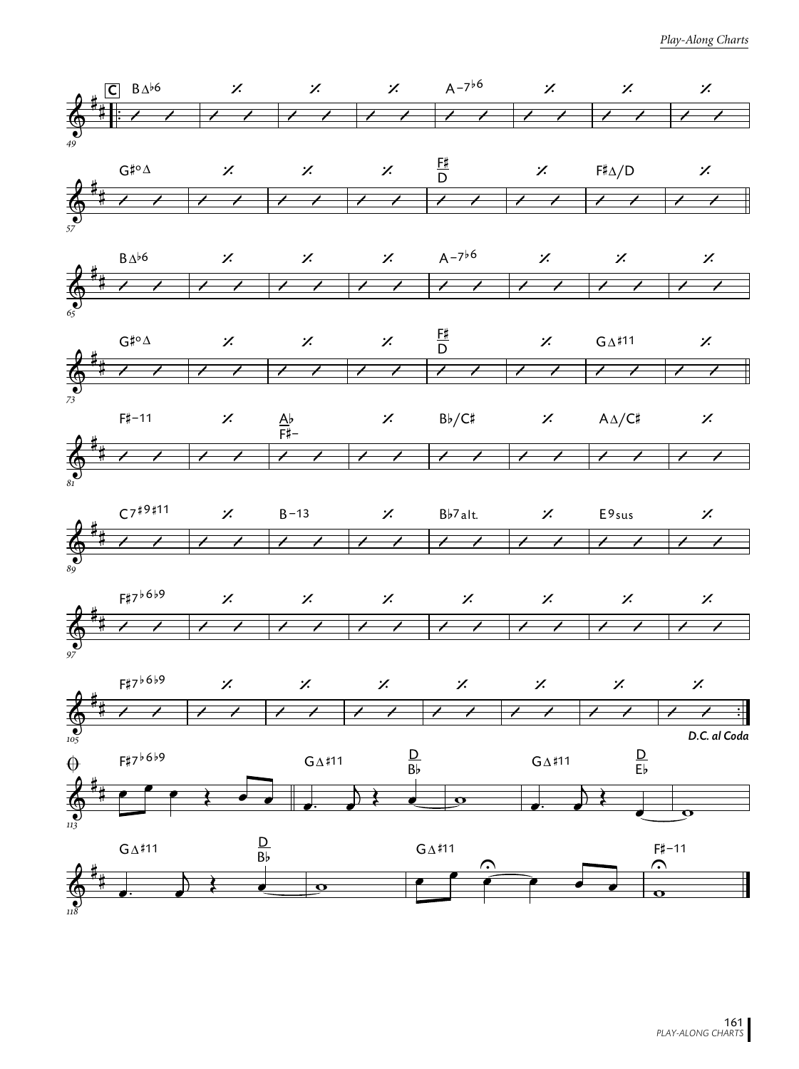**C**

B∆♭6 | % | % | % | A–7♭6 | % | % | %

G♯°∆ | % | % | % | F♯/D | % | F♯∆/D | %

B∆♭6 | % | % | % | A–7♭6 | % | % | %

G♯°∆ | % | % | % | F♯/D | % | G∆♯11 | %

F♯–11 | % | A♭/F♯– | % | B♭/C♯ | % | A∆/C♯ | %

C7♯9♯11 | % | B–13 | % | B♭7alt. | % | E9sus | %

F♯7♭6♭9 | % | % | % | % | % | % | %

F♯7♭6♭9 | % | % | % | % | % | % | %

*D.C. al Coda*

F♯7♭6♭9 | G∆♯11 | D/B♭ | G∆♯11 | D/E♭

G∆♯11 | D/B♭ | G∆♯11 | F♯–11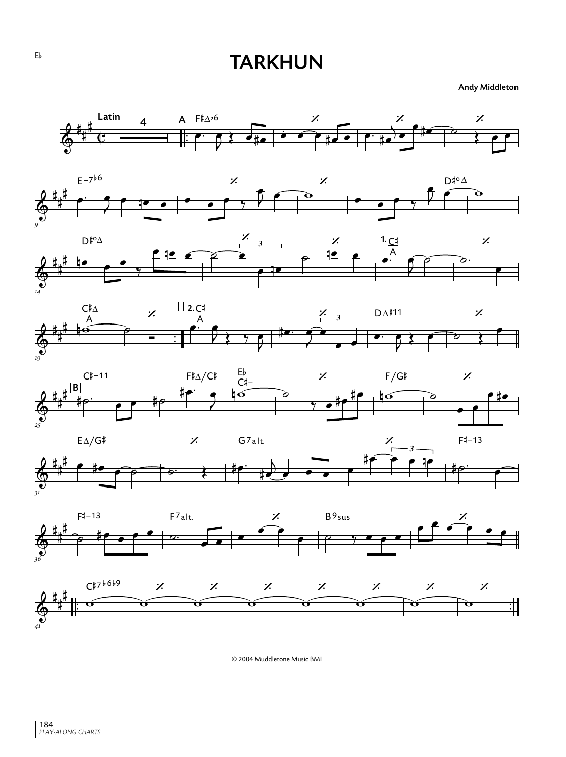E♭

# TARKHUN

**Andy Middleton**

© 2004 Muddletone Music BMI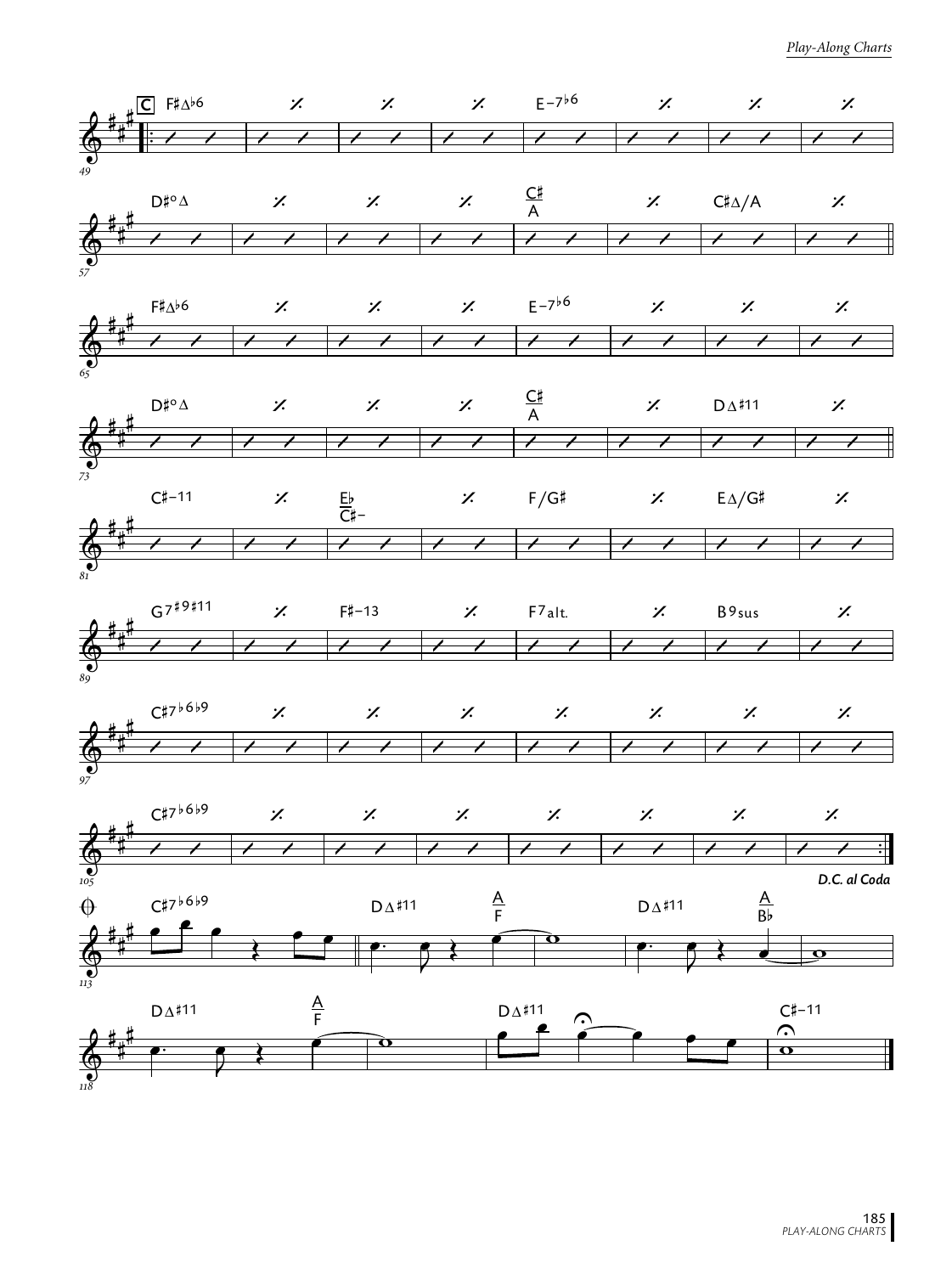C

F♯Δ♭6 E−7♭6

D♯ºΔ C♯/A C♯Δ/A

F♯Δ♭6 E−7♭6

D♯ºΔ C♯/A DΔ♯11

C♯−11 E♭/C♯− F/G♯ EΔ/G♯

G7♯9♯11 F♯−13 F7alt. B9sus

C♯7♭6♭9

C♯7♭6♭9

*D.C. al Coda*

C♯7♭6♭9 DΔ♯11 A/F DΔ♯11 A/B♭

DΔ♯11 A/F DΔ♯11 C♯−11